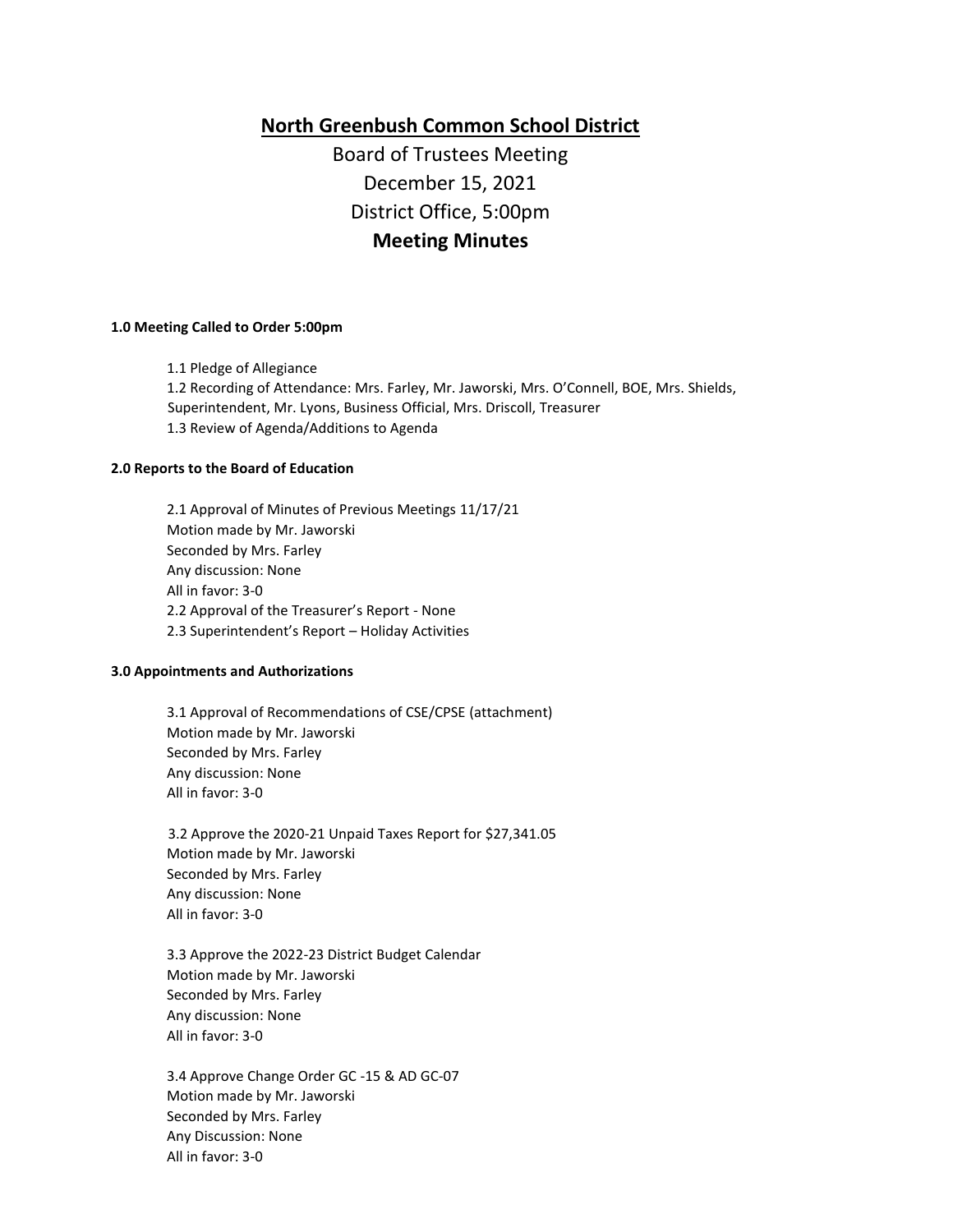# North Greenbush Common School District

Board of Trustees Meeting

December 15, 2021

District Office, 5:00pm

**Meeting Minutes**

**1.0 Meeting Called to Order 5:00pm**

1.1 Pledge of Allegiance

1.2 Recording of Attendance: Mrs. Farley, Mr. Jaworski, Mrs. O'Connell, BOE, Mrs. Shields, Superintendent, Mr. Lyons, Business Official, Mrs. Driscoll, Treasurer

1.3 Review of Agenda/Additions to Agenda

**2.0 Reports to the Board of Education**

2.1 Approval of Minutes of Previous Meetings 11/17/21
Motion made by Mr. Jaworski
Seconded by Mrs. Farley
Any discussion: None
All in favor: 3-0

2.2 Approval of the Treasurer's Report - None

2.3 Superintendent's Report – Holiday Activities

**3.0 Appointments and Authorizations**

3.1 Approval of Recommendations of CSE/CPSE (attachment)
Motion made by Mr. Jaworski
Seconded by Mrs. Farley
Any discussion: None
All in favor: 3-0

3.2 Approve the 2020-21 Unpaid Taxes Report for $27,341.05
Motion made by Mr. Jaworski
Seconded by Mrs. Farley
Any discussion: None
All in favor: 3-0

3.3 Approve the 2022-23 District Budget Calendar
Motion made by Mr. Jaworski
Seconded by Mrs. Farley
Any discussion: None
All in favor: 3-0

3.4 Approve Change Order GC -15 & AD GC-07
Motion made by Mr. Jaworski
Seconded by Mrs. Farley
Any Discussion: None
All in favor: 3-0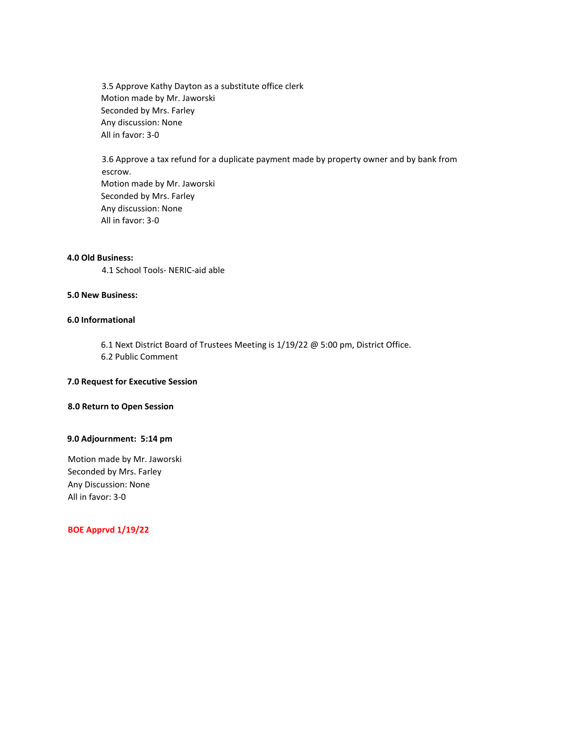3.5 Approve Kathy Dayton as a substitute office clerk
Motion made by Mr. Jaworski
Seconded by Mrs. Farley
Any discussion: None
All in favor: 3-0

3.6 Approve a tax refund for a duplicate payment made by property owner and by bank from escrow.
Motion made by Mr. Jaworski
Seconded by Mrs. Farley
Any discussion: None
All in favor: 3-0

**4.0 Old Business:**

4.1 School Tools- NERIC-aid able

**5.0 New Business:**

**6.0 Informational**

6.1 Next District Board of Trustees Meeting is 1/19/22 @ 5:00 pm, District Office.
6.2 Public Comment

**7.0 Request for Executive Session**

**8.0 Return to Open Session**

**9.0 Adjournment: 5:14 pm**

Motion made by Mr. Jaworski
Seconded by Mrs. Farley
Any Discussion: None
All in favor: 3-0

**BOE Apprvd 1/19/22**